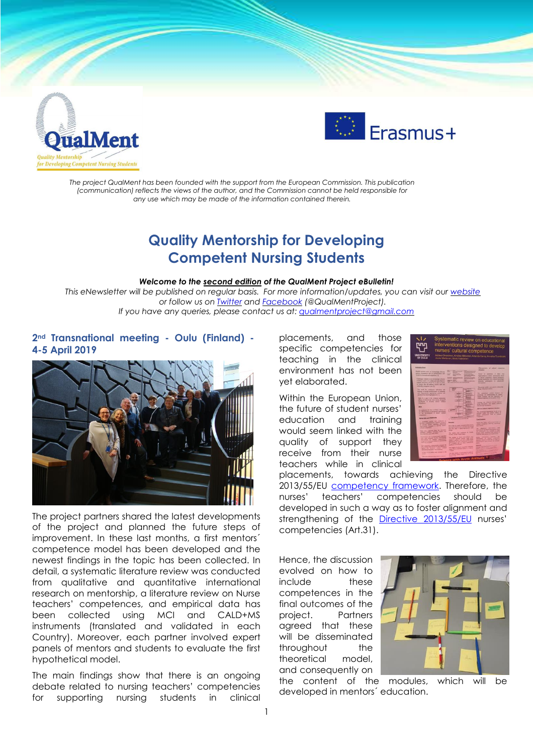*The project QualMent has been founded with the support from the European Commission. This publication (communication) reflects the views of the author, and the Commission cannot be held responsible for any use which may be made of the information contained therein.*

# Quality Mentorship for Developing Competent Nursing Students

***Welcome to the second edition of the QualMent Project eBulletin!***

*This eNewsletter will be published on regular basis. For more information/updates, you can visit our website or follow us on Twitter and Facebook (@QualMentProject).*
*If you have any queries, please contact us at: qualmentproject@gmail.com*

## 2nd Transnational meeting - Oulu (Finland) - 4-5 April 2019

The project partners shared the latest developments of the project and planned the future steps of improvement. In these last months, a first mentors´ competence model has been developed and the newest findings in the topic has been collected. In detail, a systematic literature review was conducted from qualitative and quantitative international research on mentorship, a literature review on Nurse teachers' competences, and empirical data has been collected using MCI and CALD+MS instruments (translated and validated in each Country). Moreover, each partner involved expert panels of mentors and students to evaluate the first hypothetical model.

The main findings show that there is an ongoing debate related to nursing teachers' competencies for supporting nursing students in clinical placements, and those specific competences for teaching in the clinical environment has not been yet elaborated.

Within the European Union, the future of student nurses' education and training would seem linked with the quality of support they receive from their nurse teachers while in clinical placements, towards achieving the Directive 2013/55/EU competency framework. Therefore, the nurses' teachers' competencies should be developed in such a way as to foster alignment and strengthening of the Directive 2013/55/EU nurses' competencies (Art.31).

Hence, the discussion evolved on how to include these competences in the final outcomes of the project. Partners agreed that these will be disseminated throughout the theoretical model, and consequently on the content of the modules, which will be developed in mentors´ education.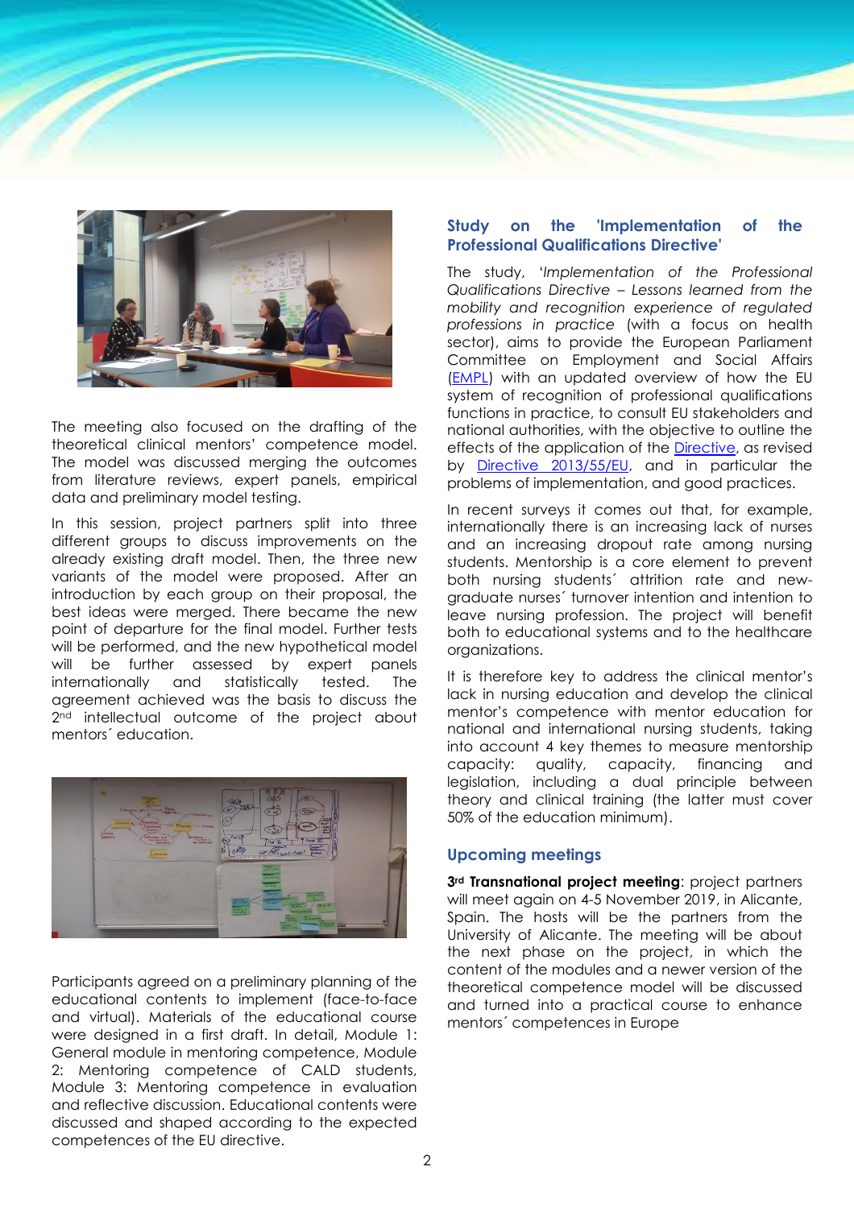The meeting also focused on the drafting of the theoretical clinical mentors' competence model. The model was discussed merging the outcomes from literature reviews, expert panels, empirical data and preliminary model testing.

In this session, project partners split into three different groups to discuss improvements on the already existing draft model. Then, the three new variants of the model were proposed. After an introduction by each group on their proposal, the best ideas were merged. There became the new point of departure for the final model. Further tests will be performed, and the new hypothetical model will be further assessed by expert panels internationally and statistically tested. The agreement achieved was the basis to discuss the 2nd intellectual outcome of the project about mentors´ education.

Participants agreed on a preliminary planning of the educational contents to implement (face-to-face and virtual). Materials of the educational course were designed in a first draft. In detail, Module 1: General module in mentoring competence, Module 2: Mentoring competence of CALD students, Module 3: Mentoring competence in evaluation and reflective discussion. Educational contents were discussed and shaped according to the expected competences of the EU directive.

## Study on the 'Implementation of the Professional Qualifications Directive'

The study, '*Implementation of the Professional Qualifications Directive – Lessons learned from the mobility and recognition experience of regulated professions in practice* (with a focus on health sector), aims to provide the European Parliament Committee on Employment and Social Affairs (EMPL) with an updated overview of how the EU system of recognition of professional qualifications functions in practice, to consult EU stakeholders and national authorities, with the objective to outline the effects of the application of the Directive, as revised by Directive 2013/55/EU, and in particular the problems of implementation, and good practices.

In recent surveys it comes out that, for example, internationally there is an increasing lack of nurses and an increasing dropout rate among nursing students. Mentorship is a core element to prevent both nursing students´ attrition rate and new-graduate nurses´ turnover intention and intention to leave nursing profession. The project will benefit both to educational systems and to the healthcare organizations.

It is therefore key to address the clinical mentor's lack in nursing education and develop the clinical mentor's competence with mentor education for national and international nursing students, taking into account 4 key themes to measure mentorship capacity: quality, capacity, financing and legislation, including a dual principle between theory and clinical training (the latter must cover 50% of the education minimum).

## Upcoming meetings

**3rd Transnational project meeting**: project partners will meet again on 4-5 November 2019, in Alicante, Spain. The hosts will be the partners from the University of Alicante. The meeting will be about the next phase on the project, in which the content of the modules and a newer version of the theoretical competence model will be discussed and turned into a practical course to enhance mentors´ competences in Europe